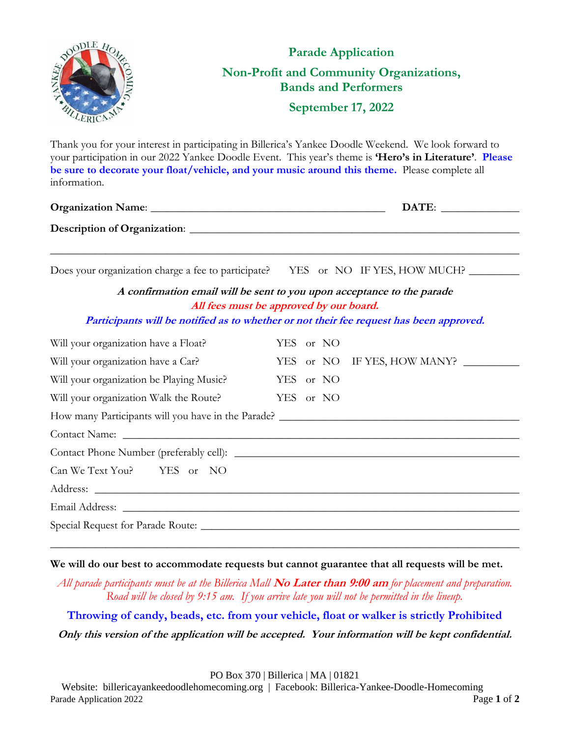# Parade Application

## Non-Profit and Community Organizations, Bands and Performers

## September 17, 2022

Thank you for your interest in participating in Billerica's Yankee Doodle Weekend. We look forward to your participation in our 2022 Yankee Doodle Event. This year's theme is **'Hero's in Literature'**. **Please be sure to decorate your float/vehicle, and your music around this theme.** Please complete all information.

**Organization Name**: ___________________________________________ **DATE**: _____________

**Description of Organization**: ___________________________________________________________

_____________________________________________________________________________________

Does your organization charge a fee to participate? YES or NO IF YES, HOW MUCH? _________

***A confirmation email will be sent to you upon acceptance to the parade***

***All fees must be approved by our board.***

***Participants will be notified as to whether or not their fee request has been approved.***

Will your organization have a Float? YES or NO

Will your organization have a Car? YES or NO IF YES, HOW MANY? __________

Will your organization be Playing Music? YES or NO

Will your organization Walk the Route? YES or NO

How many Participants will you have in the Parade? ___________________________________________

Contact Name: ______________________________________________________________________

Contact Phone Number (preferably cell): __________________________________________________

Can We Text You? YES or NO

Address: ___________________________________________________________________________

Email Address: ______________________________________________________________________

Special Request for Parade Route: _______________________________________________________

_____________________________________________________________________________________

**We will do our best to accommodate requests but cannot guarantee that all requests will be met.**

*All parade participants must be at the Billerica Mall* ***No Later than 9:00 am*** *for placement and preparation. Road will be closed by 9:15 am. If you arrive late you will not be permitted in the lineup.*

**Throwing of candy, beads, etc. from your vehicle, float or walker is strictly Prohibited**

***Only this version of the application will be accepted. Your information will be kept confidential.***

PO Box 370 | Billerica | MA | 01821

Website: billericayankeedoodlehomecoming.org | Facebook: Billerica-Yankee-Doodle-Homecoming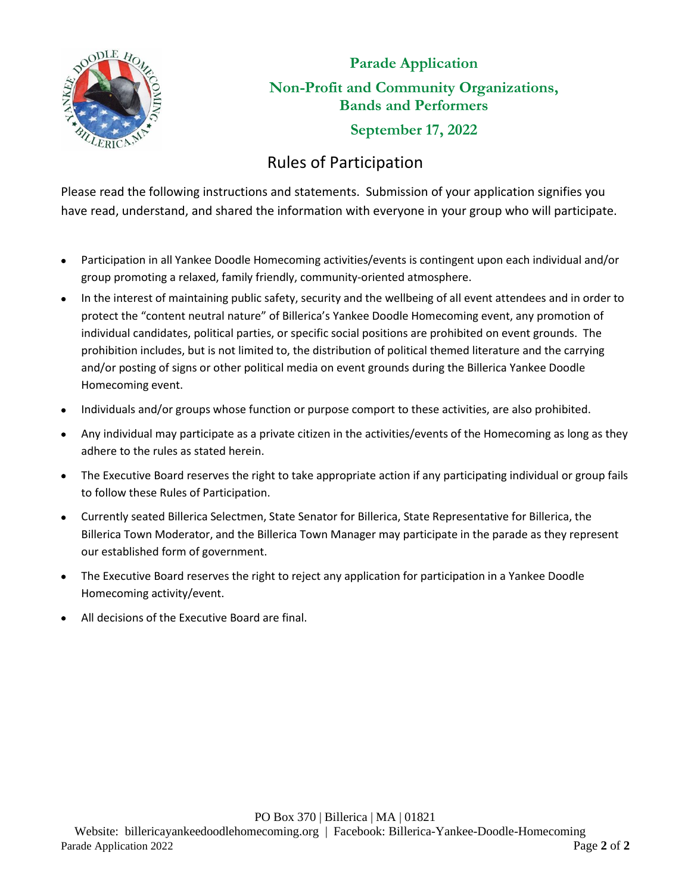# Parade Application

## Non-Profit and Community Organizations, Bands and Performers

## September 17, 2022

## Rules of Participation

Please read the following instructions and statements. Submission of your application signifies you have read, understand, and shared the information with everyone in your group who will participate.

- Participation in all Yankee Doodle Homecoming activities/events is contingent upon each individual and/or group promoting a relaxed, family friendly, community-oriented atmosphere.
- In the interest of maintaining public safety, security and the wellbeing of all event attendees and in order to protect the "content neutral nature" of Billerica's Yankee Doodle Homecoming event, any promotion of individual candidates, political parties, or specific social positions are prohibited on event grounds. The prohibition includes, but is not limited to, the distribution of political themed literature and the carrying and/or posting of signs or other political media on event grounds during the Billerica Yankee Doodle Homecoming event.
- Individuals and/or groups whose function or purpose comport to these activities, are also prohibited.
- Any individual may participate as a private citizen in the activities/events of the Homecoming as long as they adhere to the rules as stated herein.
- The Executive Board reserves the right to take appropriate action if any participating individual or group fails to follow these Rules of Participation.
- Currently seated Billerica Selectmen, State Senator for Billerica, State Representative for Billerica, the Billerica Town Moderator, and the Billerica Town Manager may participate in the parade as they represent our established form of government.
- The Executive Board reserves the right to reject any application for participation in a Yankee Doodle Homecoming activity/event.
- All decisions of the Executive Board are final.

PO Box 370 | Billerica | MA | 01821

Website: billericayankeedoodlehomecoming.org | Facebook: Billerica-Yankee-Doodle-Homecoming